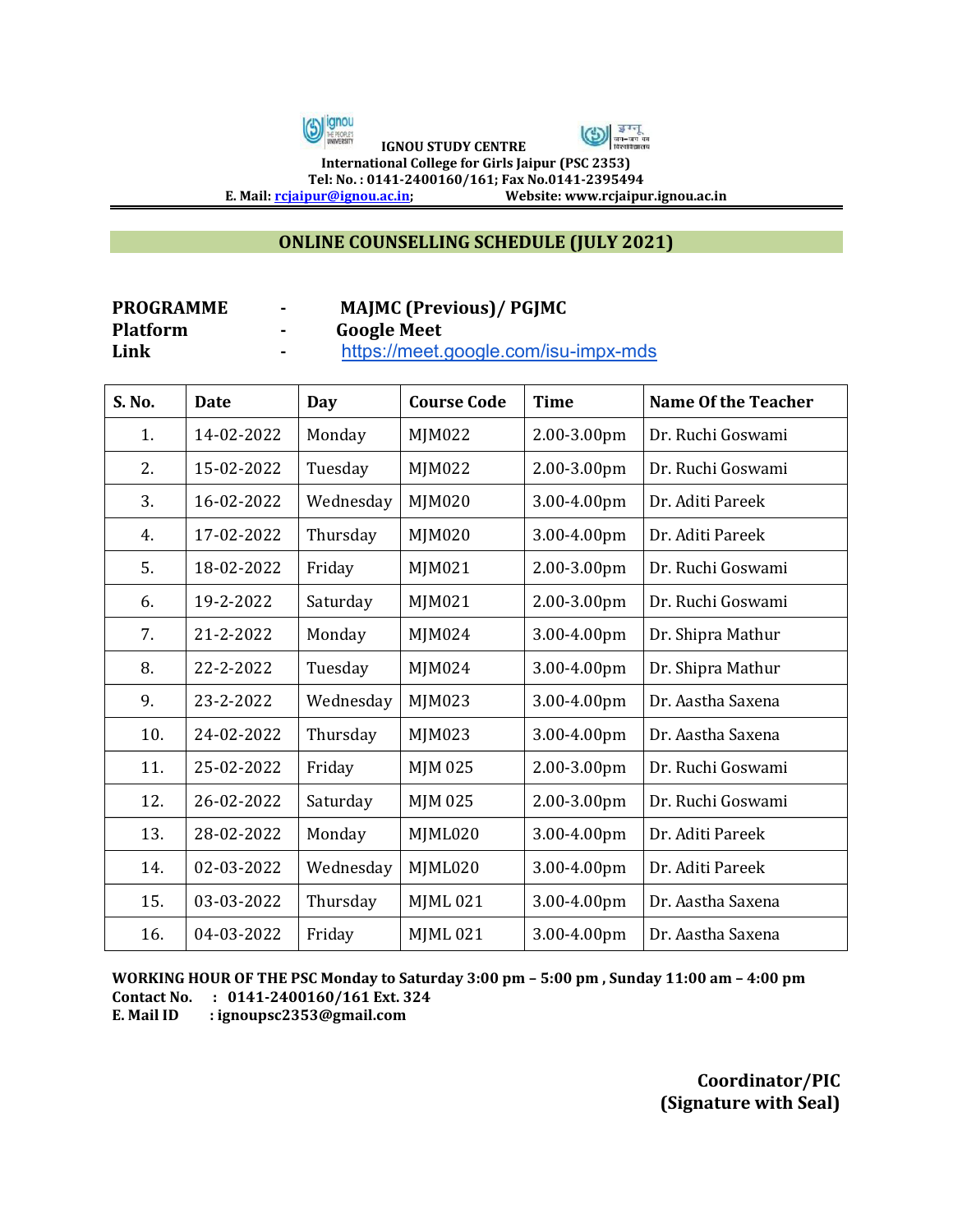**IGNOU STUDY CENTRE**
**International College for Girls Jaipur (PSC 2353)**
**Tel: No. : 0141-2400160/161; Fax No.0141-2395494**
**E. Mail: rcjaipur@ignou.ac.in; Website: www.rcjaipur.ignou.ac.in**

## ONLINE COUNSELLING SCHEDULE (JULY 2021)

**PROGRAMME** - **MAJMC (Previous)/ PGJMC**
**Platform** - **Google Meet**
**Link** - https://meet.google.com/isu-impx-mds

| S. No. | Date | Day | Course Code | Time | Name Of the Teacher |
|---|---|---|---|---|---|
| 1. | 14-02-2022 | Monday | MJM022 | 2.00-3.00pm | Dr. Ruchi Goswami |
| 2. | 15-02-2022 | Tuesday | MJM022 | 2.00-3.00pm | Dr. Ruchi Goswami |
| 3. | 16-02-2022 | Wednesday | MJM020 | 3.00-4.00pm | Dr. Aditi Pareek |
| 4. | 17-02-2022 | Thursday | MJM020 | 3.00-4.00pm | Dr. Aditi Pareek |
| 5. | 18-02-2022 | Friday | MJM021 | 2.00-3.00pm | Dr. Ruchi Goswami |
| 6. | 19-2-2022 | Saturday | MJM021 | 2.00-3.00pm | Dr. Ruchi Goswami |
| 7. | 21-2-2022 | Monday | MJM024 | 3.00-4.00pm | Dr. Shipra Mathur |
| 8. | 22-2-2022 | Tuesday | MJM024 | 3.00-4.00pm | Dr. Shipra Mathur |
| 9. | 23-2-2022 | Wednesday | MJM023 | 3.00-4.00pm | Dr. Aastha Saxena |
| 10. | 24-02-2022 | Thursday | MJM023 | 3.00-4.00pm | Dr. Aastha Saxena |
| 11. | 25-02-2022 | Friday | MJM 025 | 2.00-3.00pm | Dr. Ruchi Goswami |
| 12. | 26-02-2022 | Saturday | MJM 025 | 2.00-3.00pm | Dr. Ruchi Goswami |
| 13. | 28-02-2022 | Monday | MJML020 | 3.00-4.00pm | Dr. Aditi Pareek |
| 14. | 02-03-2022 | Wednesday | MJML020 | 3.00-4.00pm | Dr. Aditi Pareek |
| 15. | 03-03-2022 | Thursday | MJML 021 | 3.00-4.00pm | Dr. Aastha Saxena |
| 16. | 04-03-2022 | Friday | MJML 021 | 3.00-4.00pm | Dr. Aastha Saxena |

**WORKING HOUR OF THE PSC Monday to Saturday 3:00 pm – 5:00 pm , Sunday 11:00 am – 4:00 pm**
**Contact No. : 0141-2400160/161 Ext. 324**
**E. Mail ID : ignoupsc2353@gmail.com**

**Coordinator/PIC**
**(Signature with Seal)**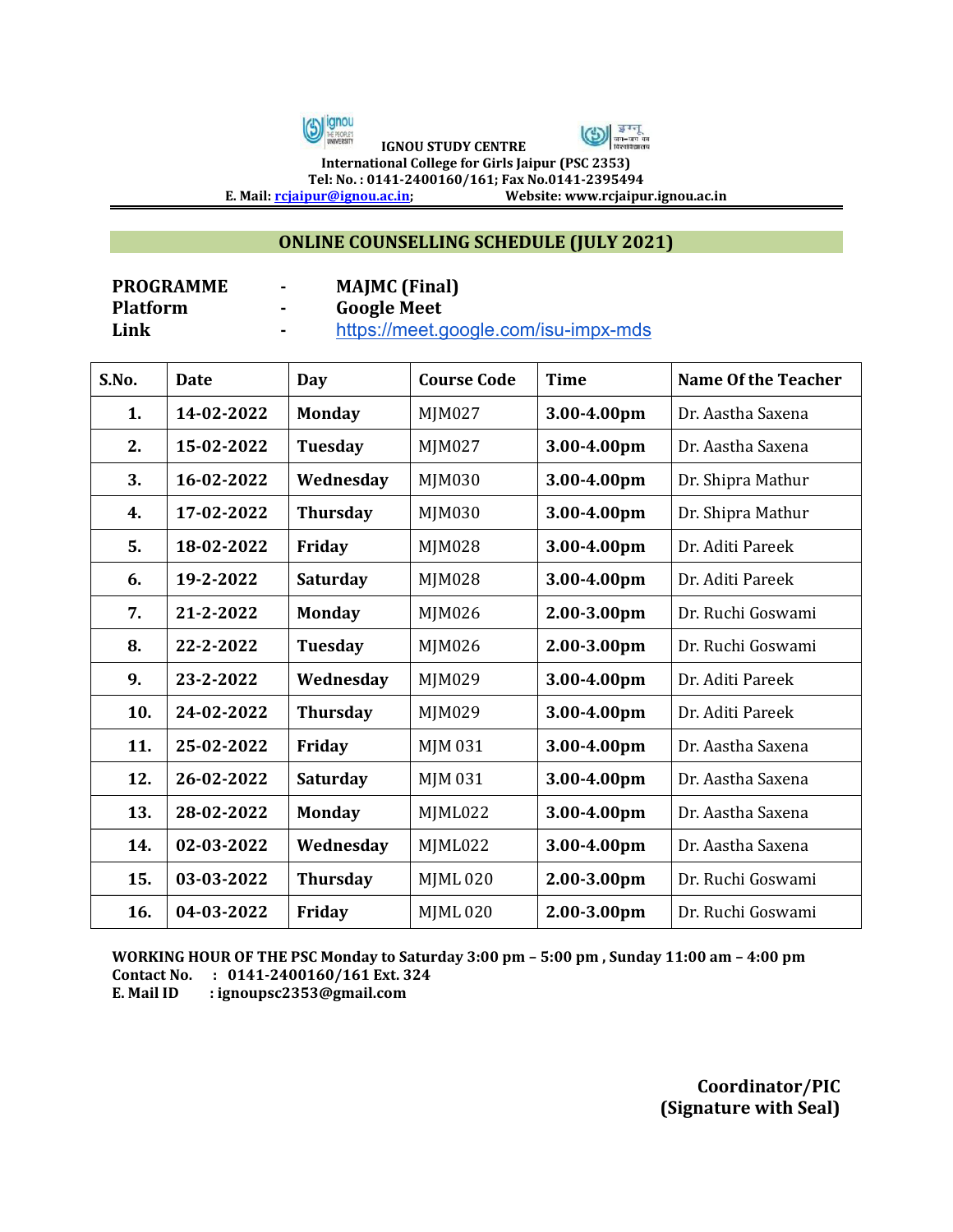**IGNOU STUDY CENTRE**
**International College for Girls Jaipur (PSC 2353)**
**Tel: No. : 0141-2400160/161; Fax No.0141-2395494**
**E. Mail: rcjaipur@ignou.ac.in; Website: www.rcjaipur.ignou.ac.in**

## ONLINE COUNSELLING SCHEDULE (JULY 2021)

**PROGRAMME - MAJMC (Final)**
**Platform - Google Meet**
**Link - https://meet.google.com/isu-impx-mds**

| S.No. | Date | Day | Course Code | Time | Name Of the Teacher |
|---|---|---|---|---|---|
| 1. | 14-02-2022 | Monday | MJM027 | 3.00-4.00pm | Dr. Aastha Saxena |
| 2. | 15-02-2022 | Tuesday | MJM027 | 3.00-4.00pm | Dr. Aastha Saxena |
| 3. | 16-02-2022 | Wednesday | MJM030 | 3.00-4.00pm | Dr. Shipra Mathur |
| 4. | 17-02-2022 | Thursday | MJM030 | 3.00-4.00pm | Dr. Shipra Mathur |
| 5. | 18-02-2022 | Friday | MJM028 | 3.00-4.00pm | Dr. Aditi Pareek |
| 6. | 19-2-2022 | Saturday | MJM028 | 3.00-4.00pm | Dr. Aditi Pareek |
| 7. | 21-2-2022 | Monday | MJM026 | 2.00-3.00pm | Dr. Ruchi Goswami |
| 8. | 22-2-2022 | Tuesday | MJM026 | 2.00-3.00pm | Dr. Ruchi Goswami |
| 9. | 23-2-2022 | Wednesday | MJM029 | 3.00-4.00pm | Dr. Aditi Pareek |
| 10. | 24-02-2022 | Thursday | MJM029 | 3.00-4.00pm | Dr. Aditi Pareek |
| 11. | 25-02-2022 | Friday | MJM 031 | 3.00-4.00pm | Dr. Aastha Saxena |
| 12. | 26-02-2022 | Saturday | MJM 031 | 3.00-4.00pm | Dr. Aastha Saxena |
| 13. | 28-02-2022 | Monday | MJML022 | 3.00-4.00pm | Dr. Aastha Saxena |
| 14. | 02-03-2022 | Wednesday | MJML022 | 3.00-4.00pm | Dr. Aastha Saxena |
| 15. | 03-03-2022 | Thursday | MJML 020 | 2.00-3.00pm | Dr. Ruchi Goswami |
| 16. | 04-03-2022 | Friday | MJML 020 | 2.00-3.00pm | Dr. Ruchi Goswami |

**WORKING HOUR OF THE PSC Monday to Saturday 3:00 pm – 5:00 pm , Sunday 11:00 am – 4:00 pm**
**Contact No. : 0141-2400160/161 Ext. 324**
**E. Mail ID : ignoupsc2353@gmail.com**

**Coordinator/PIC**
**(Signature with Seal)**